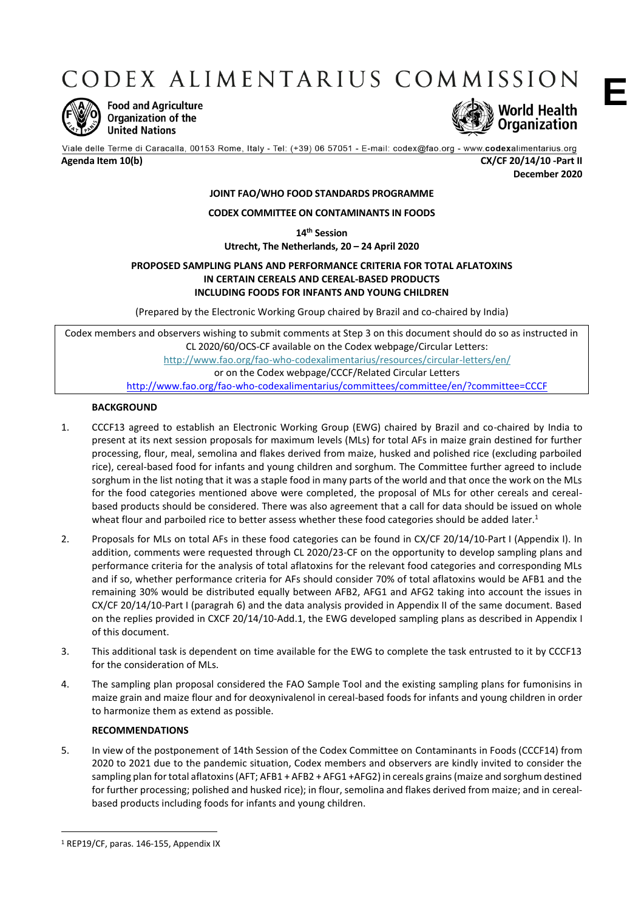# CODEX ALIMENTARIUS COMMISSION

**E**

Food and Agriculture Organization of the United Nations

World Health Organization

Viale delle Terme di Caracalla, 00153 Rome, Italy - Tel: (+39) 06 57051 - E-mail: codex@fao.org - www.codexalimentarius.org

**Agenda Item 10(b)** **CX/CF 20/14/10 -Part II**

**December 2020**

**JOINT FAO/WHO FOOD STANDARDS PROGRAMME**

**CODEX COMMITTEE ON CONTAMINANTS IN FOODS**

**14th Session**

**Utrecht, The Netherlands, 20 – 24 April 2020**

**PROPOSED SAMPLING PLANS AND PERFORMANCE CRITERIA FOR TOTAL AFLATOXINS IN CERTAIN CEREALS AND CEREAL-BASED PRODUCTS INCLUDING FOODS FOR INFANTS AND YOUNG CHILDREN**

(Prepared by the Electronic Working Group chaired by Brazil and co-chaired by India)

Codex members and observers wishing to submit comments at Step 3 on this document should do so as instructed in CL 2020/60/OCS-CF available on the Codex webpage/Circular Letters:
http://www.fao.org/fao-who-codexalimentarius/resources/circular-letters/en/
or on the Codex webpage/CCCF/Related Circular Letters
http://www.fao.org/fao-who-codexalimentarius/committees/committee/en/?committee=CCCF

**BACKGROUND**

1. CCCF13 agreed to establish an Electronic Working Group (EWG) chaired by Brazil and co-chaired by India to present at its next session proposals for maximum levels (MLs) for total AFs in maize grain destined for further processing, flour, meal, semolina and flakes derived from maize, husked and polished rice (excluding parboiled rice), cereal-based food for infants and young children and sorghum. The Committee further agreed to include sorghum in the list noting that it was a staple food in many parts of the world and that once the work on the MLs for the food categories mentioned above were completed, the proposal of MLs for other cereals and cereal-based products should be considered. There was also agreement that a call for data should be issued on whole wheat flour and parboiled rice to better assess whether these food categories should be added later.[1]

2. Proposals for MLs on total AFs in these food categories can be found in CX/CF 20/14/10-Part I (Appendix I). In addition, comments were requested through CL 2020/23-CF on the opportunity to develop sampling plans and performance criteria for the analysis of total aflatoxins for the relevant food categories and corresponding MLs and if so, whether performance criteria for AFs should consider 70% of total aflatoxins would be AFB1 and the remaining 30% would be distributed equally between AFB2, AFG1 and AFG2 taking into account the issues in CX/CF 20/14/10-Part I (paragrah 6) and the data analysis provided in Appendix II of the same document. Based on the replies provided in CXCF 20/14/10-Add.1, the EWG developed sampling plans as described in Appendix I of this document.

3. This additional task is dependent on time available for the EWG to complete the task entrusted to it by CCCF13 for the consideration of MLs.

4. The sampling plan proposal considered the FAO Sample Tool and the existing sampling plans for fumonisins in maize grain and maize flour and for deoxynivalenol in cereal-based foods for infants and young children in order to harmonize them as extend as possible.

**RECOMMENDATIONS**

5. In view of the postponement of 14th Session of the Codex Committee on Contaminants in Foods (CCCF14) from 2020 to 2021 due to the pandemic situation, Codex members and observers are kindly invited to consider the sampling plan for total aflatoxins (AFT; AFB1 + AFB2 + AFG1 +AFG2) in cereals grains (maize and sorghum destined for further processing; polished and husked rice); in flour, semolina and flakes derived from maize; and in cereal-based products including foods for infants and young children.

[1] REP19/CF, paras. 146-155, Appendix IX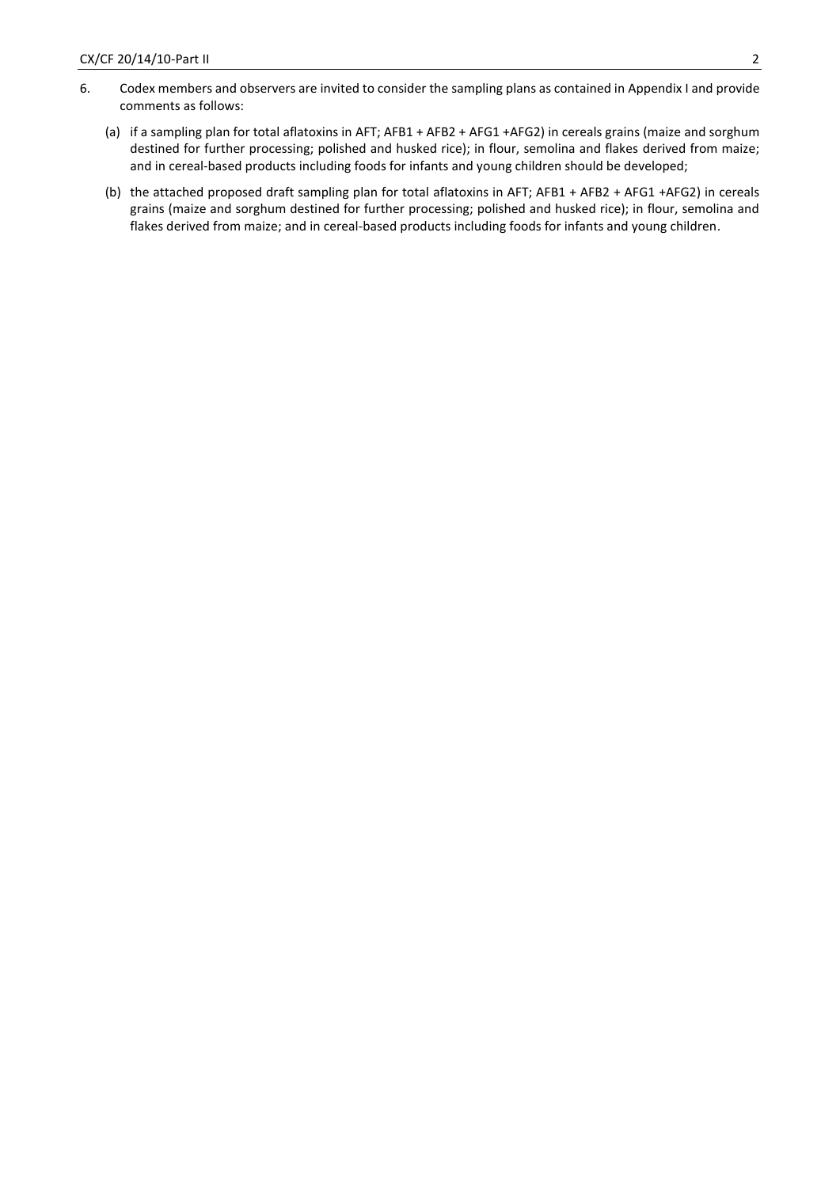6. Codex members and observers are invited to consider the sampling plans as contained in Appendix I and provide comments as follows:

   (a) if a sampling plan for total aflatoxins in AFT; AFB1 + AFB2 + AFG1 +AFG2) in cereals grains (maize and sorghum destined for further processing; polished and husked rice); in flour, semolina and flakes derived from maize; and in cereal-based products including foods for infants and young children should be developed;

   (b) the attached proposed draft sampling plan for total aflatoxins in AFT; AFB1 + AFB2 + AFG1 +AFG2) in cereals grains (maize and sorghum destined for further processing; polished and husked rice); in flour, semolina and flakes derived from maize; and in cereal-based products including foods for infants and young children.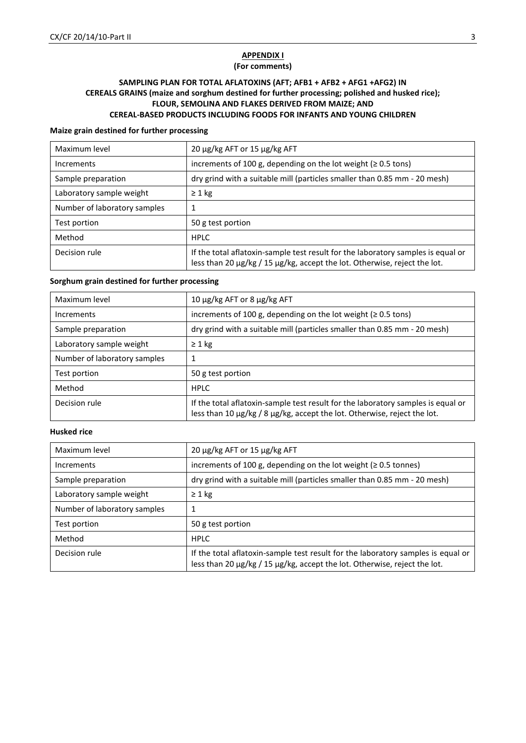**APPENDIX I**

**(For comments)**

**SAMPLING PLAN FOR TOTAL AFLATOXINS (AFT; AFB1 + AFB2 + AFG1 +AFG2) IN CEREALS GRAINS (maize and sorghum destined for further processing; polished and husked rice); FLOUR, SEMOLINA AND FLAKES DERIVED FROM MAIZE; AND CEREAL-BASED PRODUCTS INCLUDING FOODS FOR INFANTS AND YOUNG CHILDREN**

**Maize grain destined for further processing**

| Maximum level | 20 µg/kg AFT or 15 µg/kg AFT |
|---|---|
| Increments | increments of 100 g, depending on the lot weight (≥ 0.5 tons) |
| Sample preparation | dry grind with a suitable mill (particles smaller than 0.85 mm - 20 mesh) |
| Laboratory sample weight | ≥ 1 kg |
| Number of laboratory samples | 1 |
| Test portion | 50 g test portion |
| Method | HPLC |
| Decision rule | If the total aflatoxin-sample test result for the laboratory samples is equal or less than 20 µg/kg / 15 µg/kg, accept the lot. Otherwise, reject the lot. |

**Sorghum grain destined for further processing**

| Maximum level | 10 µg/kg AFT or 8 µg/kg AFT |
|---|---|
| Increments | increments of 100 g, depending on the lot weight (≥ 0.5 tons) |
| Sample preparation | dry grind with a suitable mill (particles smaller than 0.85 mm - 20 mesh) |
| Laboratory sample weight | ≥ 1 kg |
| Number of laboratory samples | 1 |
| Test portion | 50 g test portion |
| Method | HPLC |
| Decision rule | If the total aflatoxin-sample test result for the laboratory samples is equal or less than 10 µg/kg / 8 µg/kg, accept the lot. Otherwise, reject the lot. |

**Husked rice**

| Maximum level | 20 µg/kg AFT or 15 µg/kg AFT |
|---|---|
| Increments | increments of 100 g, depending on the lot weight (≥ 0.5 tonnes) |
| Sample preparation | dry grind with a suitable mill (particles smaller than 0.85 mm - 20 mesh) |
| Laboratory sample weight | ≥ 1 kg |
| Number of laboratory samples | 1 |
| Test portion | 50 g test portion |
| Method | HPLC |
| Decision rule | If the total aflatoxin-sample test result for the laboratory samples is equal or less than 20 µg/kg / 15 µg/kg, accept the lot. Otherwise, reject the lot. |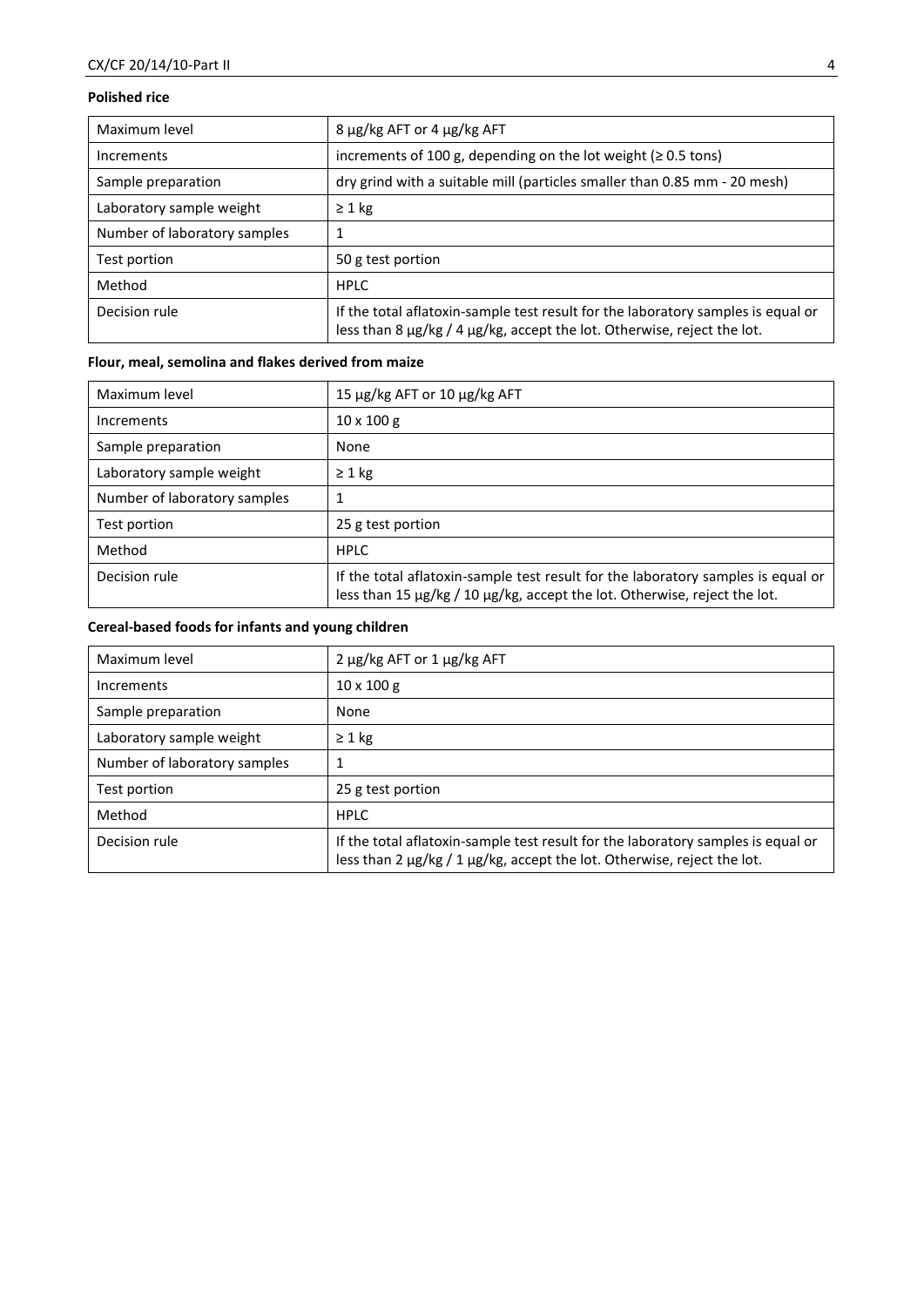**Polished rice**

| | |
|---|---|
| Maximum level | 8 µg/kg AFT or 4 µg/kg AFT |
| Increments | increments of 100 g, depending on the lot weight (≥ 0.5 tons) |
| Sample preparation | dry grind with a suitable mill (particles smaller than 0.85 mm - 20 mesh) |
| Laboratory sample weight | ≥ 1 kg |
| Number of laboratory samples | 1 |
| Test portion | 50 g test portion |
| Method | HPLC |
| Decision rule | If the total aflatoxin-sample test result for the laboratory samples is equal or less than 8 µg/kg / 4 µg/kg, accept the lot. Otherwise, reject the lot. |

**Flour, meal, semolina and flakes derived from maize**

| | |
|---|---|
| Maximum level | 15 µg/kg AFT or 10 µg/kg AFT |
| Increments | 10 x 100 g |
| Sample preparation | None |
| Laboratory sample weight | ≥ 1 kg |
| Number of laboratory samples | 1 |
| Test portion | 25 g test portion |
| Method | HPLC |
| Decision rule | If the total aflatoxin-sample test result for the laboratory samples is equal or less than 15 µg/kg / 10 µg/kg, accept the lot. Otherwise, reject the lot. |

**Cereal-based foods for infants and young children**

| | |
|---|---|
| Maximum level | 2 µg/kg AFT or 1 µg/kg AFT |
| Increments | 10 x 100 g |
| Sample preparation | None |
| Laboratory sample weight | ≥ 1 kg |
| Number of laboratory samples | 1 |
| Test portion | 25 g test portion |
| Method | HPLC |
| Decision rule | If the total aflatoxin-sample test result for the laboratory samples is equal or less than 2 µg/kg / 1 µg/kg, accept the lot. Otherwise, reject the lot. |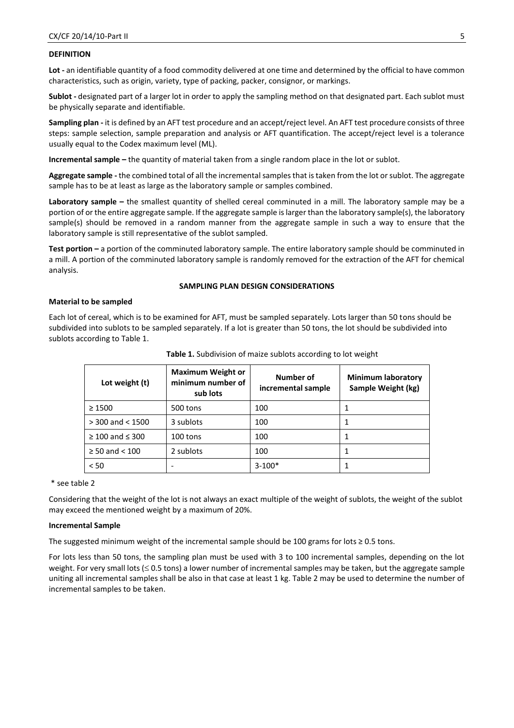**DEFINITION**

**Lot -** an identifiable quantity of a food commodity delivered at one time and determined by the official to have common characteristics, such as origin, variety, type of packing, packer, consignor, or markings.

**Sublot -** designated part of a larger lot in order to apply the sampling method on that designated part. Each sublot must be physically separate and identifiable.

**Sampling plan -** it is defined by an AFT test procedure and an accept/reject level. An AFT test procedure consists of three steps: sample selection, sample preparation and analysis or AFT quantification. The accept/reject level is a tolerance usually equal to the Codex maximum level (ML).

**Incremental sample –** the quantity of material taken from a single random place in the lot or sublot.

**Aggregate sample -** the combined total of all the incremental samples that is taken from the lot or sublot. The aggregate sample has to be at least as large as the laboratory sample or samples combined.

**Laboratory sample –** the smallest quantity of shelled cereal comminuted in a mill. The laboratory sample may be a portion of or the entire aggregate sample. If the aggregate sample is larger than the laboratory sample(s), the laboratory sample(s) should be removed in a random manner from the aggregate sample in such a way to ensure that the laboratory sample is still representative of the sublot sampled.

**Test portion –** a portion of the comminuted laboratory sample. The entire laboratory sample should be comminuted in a mill. A portion of the comminuted laboratory sample is randomly removed for the extraction of the AFT for chemical analysis.

**SAMPLING PLAN DESIGN CONSIDERATIONS**

**Material to be sampled**

Each lot of cereal, which is to be examined for AFT, must be sampled separately. Lots larger than 50 tons should be subdivided into sublots to be sampled separately. If a lot is greater than 50 tons, the lot should be subdivided into sublots according to Table 1.

**Table 1.** Subdivision of maize sublots according to lot weight

| Lot weight (t) | Maximum Weight or minimum number of sub lots | Number of incremental sample | Minimum laboratory Sample Weight (kg) |
|---|---|---|---|
| ≥ 1500 | 500 tons | 100 | 1 |
| > 300 and < 1500 | 3 sublots | 100 | 1 |
| ≥ 100 and ≤ 300 | 100 tons | 100 | 1 |
| ≥ 50 and < 100 | 2 sublots | 100 | 1 |
| < 50 | - | 3-100* | 1 |

\* see table 2

Considering that the weight of the lot is not always an exact multiple of the weight of sublots, the weight of the sublot may exceed the mentioned weight by a maximum of 20%.

**Incremental Sample**

The suggested minimum weight of the incremental sample should be 100 grams for lots ≥ 0.5 tons.

For lots less than 50 tons, the sampling plan must be used with 3 to 100 incremental samples, depending on the lot weight. For very small lots (≤ 0.5 tons) a lower number of incremental samples may be taken, but the aggregate sample uniting all incremental samples shall be also in that case at least 1 kg. Table 2 may be used to determine the number of incremental samples to be taken.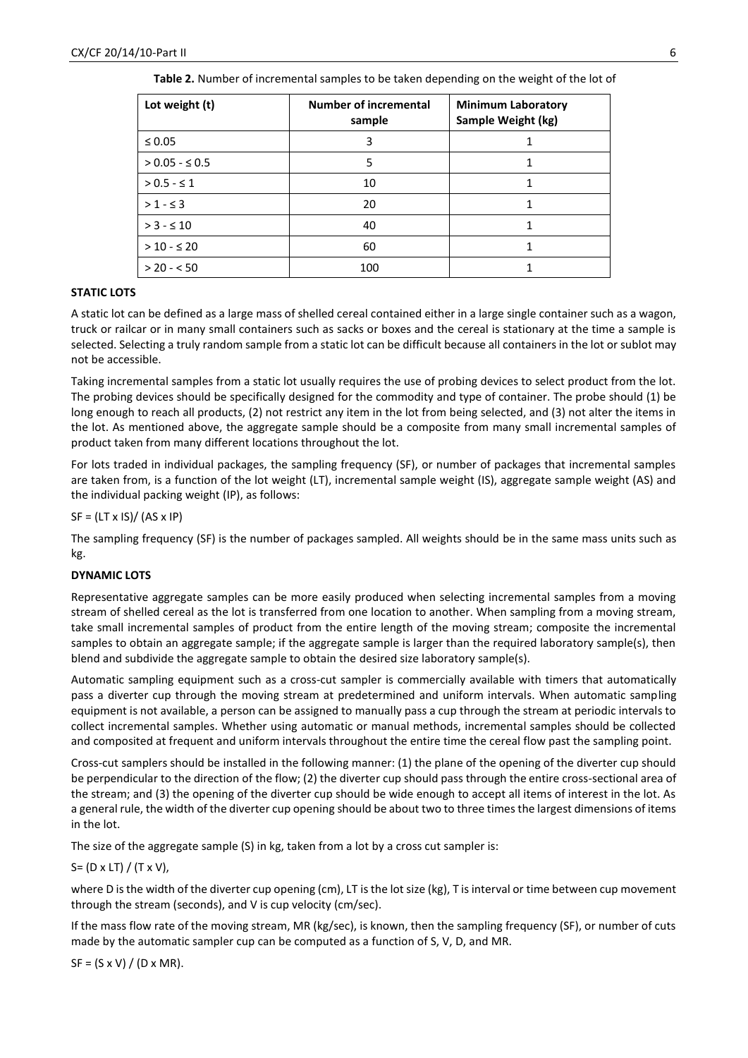**Table 2.** Number of incremental samples to be taken depending on the weight of the lot of

| Lot weight (t) | Number of incremental sample | Minimum Laboratory Sample Weight (kg) |
| --- | --- | --- |
| ≤ 0.05 | 3 | 1 |
| > 0.05 - ≤ 0.5 | 5 | 1 |
| > 0.5 - ≤ 1 | 10 | 1 |
| > 1 - ≤ 3 | 20 | 1 |
| > 3 - ≤ 10 | 40 | 1 |
| > 10 - ≤ 20 | 60 | 1 |
| > 20 - < 50 | 100 | 1 |

**STATIC LOTS**

A static lot can be defined as a large mass of shelled cereal contained either in a large single container such as a wagon, truck or railcar or in many small containers such as sacks or boxes and the cereal is stationary at the time a sample is selected. Selecting a truly random sample from a static lot can be difficult because all containers in the lot or sublot may not be accessible.

Taking incremental samples from a static lot usually requires the use of probing devices to select product from the lot. The probing devices should be specifically designed for the commodity and type of container. The probe should (1) be long enough to reach all products, (2) not restrict any item in the lot from being selected, and (3) not alter the items in the lot. As mentioned above, the aggregate sample should be a composite from many small incremental samples of product taken from many different locations throughout the lot.

For lots traded in individual packages, the sampling frequency (SF), or number of packages that incremental samples are taken from, is a function of the lot weight (LT), incremental sample weight (IS), aggregate sample weight (AS) and the individual packing weight (IP), as follows:

$$SF = (LT \times IS) / (AS \times IP)$$

The sampling frequency (SF) is the number of packages sampled. All weights should be in the same mass units such as kg.

**DYNAMIC LOTS**

Representative aggregate samples can be more easily produced when selecting incremental samples from a moving stream of shelled cereal as the lot is transferred from one location to another. When sampling from a moving stream, take small incremental samples of product from the entire length of the moving stream; composite the incremental samples to obtain an aggregate sample; if the aggregate sample is larger than the required laboratory sample(s), then blend and subdivide the aggregate sample to obtain the desired size laboratory sample(s).

Automatic sampling equipment such as a cross-cut sampler is commercially available with timers that automatically pass a diverter cup through the moving stream at predetermined and uniform intervals. When automatic sampling equipment is not available, a person can be assigned to manually pass a cup through the stream at periodic intervals to collect incremental samples. Whether using automatic or manual methods, incremental samples should be collected and composited at frequent and uniform intervals throughout the entire time the cereal flow past the sampling point.

Cross-cut samplers should be installed in the following manner: (1) the plane of the opening of the diverter cup should be perpendicular to the direction of the flow; (2) the diverter cup should pass through the entire cross-sectional area of the stream; and (3) the opening of the diverter cup should be wide enough to accept all items of interest in the lot. As a general rule, the width of the diverter cup opening should be about two to three times the largest dimensions of items in the lot.

The size of the aggregate sample (S) in kg, taken from a lot by a cross cut sampler is:

$$S = (D \times LT) / (T \times V),$$

where D is the width of the diverter cup opening (cm), LT is the lot size (kg), T is interval or time between cup movement through the stream (seconds), and V is cup velocity (cm/sec).

If the mass flow rate of the moving stream, MR (kg/sec), is known, then the sampling frequency (SF), or number of cuts made by the automatic sampler cup can be computed as a function of S, V, D, and MR.

$$SF = (S \times V) / (D \times MR).$$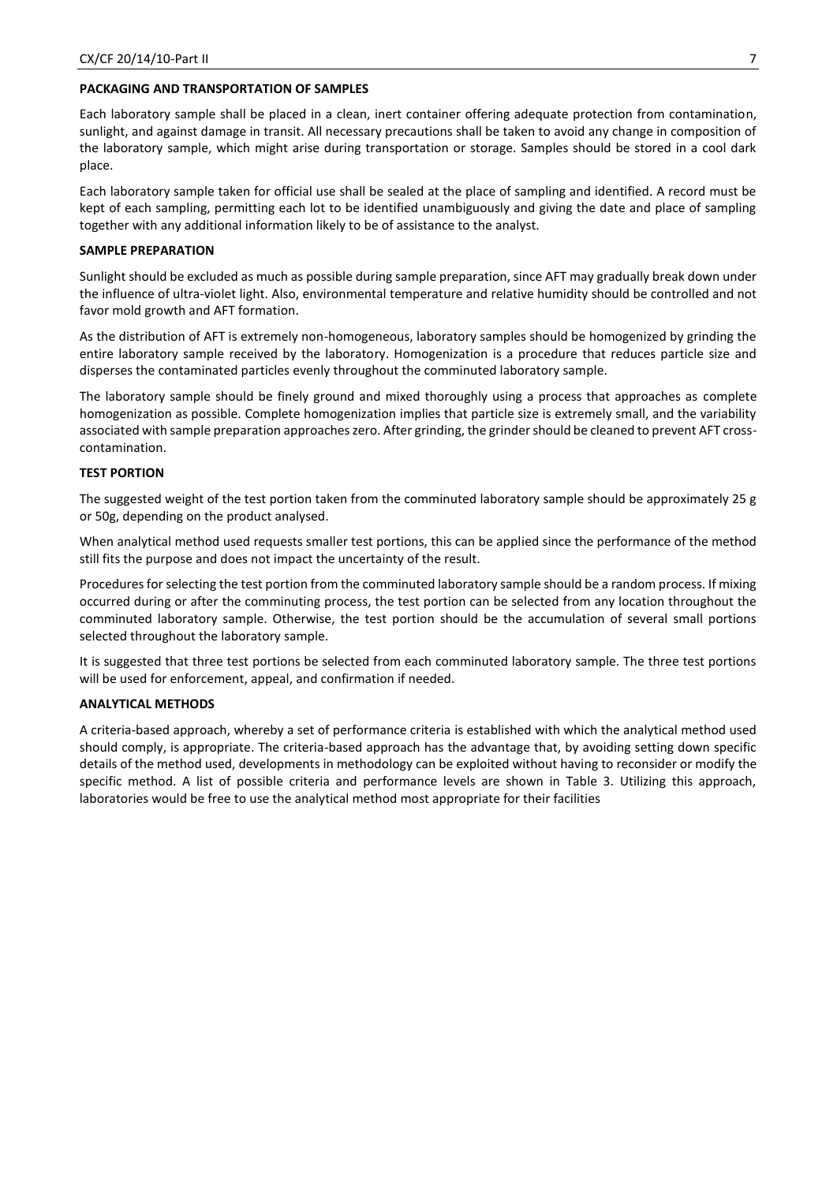**PACKAGING AND TRANSPORTATION OF SAMPLES**

Each laboratory sample shall be placed in a clean, inert container offering adequate protection from contamination, sunlight, and against damage in transit. All necessary precautions shall be taken to avoid any change in composition of the laboratory sample, which might arise during transportation or storage. Samples should be stored in a cool dark place.

Each laboratory sample taken for official use shall be sealed at the place of sampling and identified. A record must be kept of each sampling, permitting each lot to be identified unambiguously and giving the date and place of sampling together with any additional information likely to be of assistance to the analyst.

**SAMPLE PREPARATION**

Sunlight should be excluded as much as possible during sample preparation, since AFT may gradually break down under the influence of ultra-violet light. Also, environmental temperature and relative humidity should be controlled and not favor mold growth and AFT formation.

As the distribution of AFT is extremely non-homogeneous, laboratory samples should be homogenized by grinding the entire laboratory sample received by the laboratory. Homogenization is a procedure that reduces particle size and disperses the contaminated particles evenly throughout the comminuted laboratory sample.

The laboratory sample should be finely ground and mixed thoroughly using a process that approaches as complete homogenization as possible. Complete homogenization implies that particle size is extremely small, and the variability associated with sample preparation approaches zero. After grinding, the grinder should be cleaned to prevent AFT cross-contamination.

**TEST PORTION**

The suggested weight of the test portion taken from the comminuted laboratory sample should be approximately 25 g or 50g, depending on the product analysed.

When analytical method used requests smaller test portions, this can be applied since the performance of the method still fits the purpose and does not impact the uncertainty of the result.

Procedures for selecting the test portion from the comminuted laboratory sample should be a random process. If mixing occurred during or after the comminuting process, the test portion can be selected from any location throughout the comminuted laboratory sample. Otherwise, the test portion should be the accumulation of several small portions selected throughout the laboratory sample.

It is suggested that three test portions be selected from each comminuted laboratory sample. The three test portions will be used for enforcement, appeal, and confirmation if needed.

**ANALYTICAL METHODS**

A criteria-based approach, whereby a set of performance criteria is established with which the analytical method used should comply, is appropriate. The criteria-based approach has the advantage that, by avoiding setting down specific details of the method used, developments in methodology can be exploited without having to reconsider or modify the specific method. A list of possible criteria and performance levels are shown in Table 3. Utilizing this approach, laboratories would be free to use the analytical method most appropriate for their facilities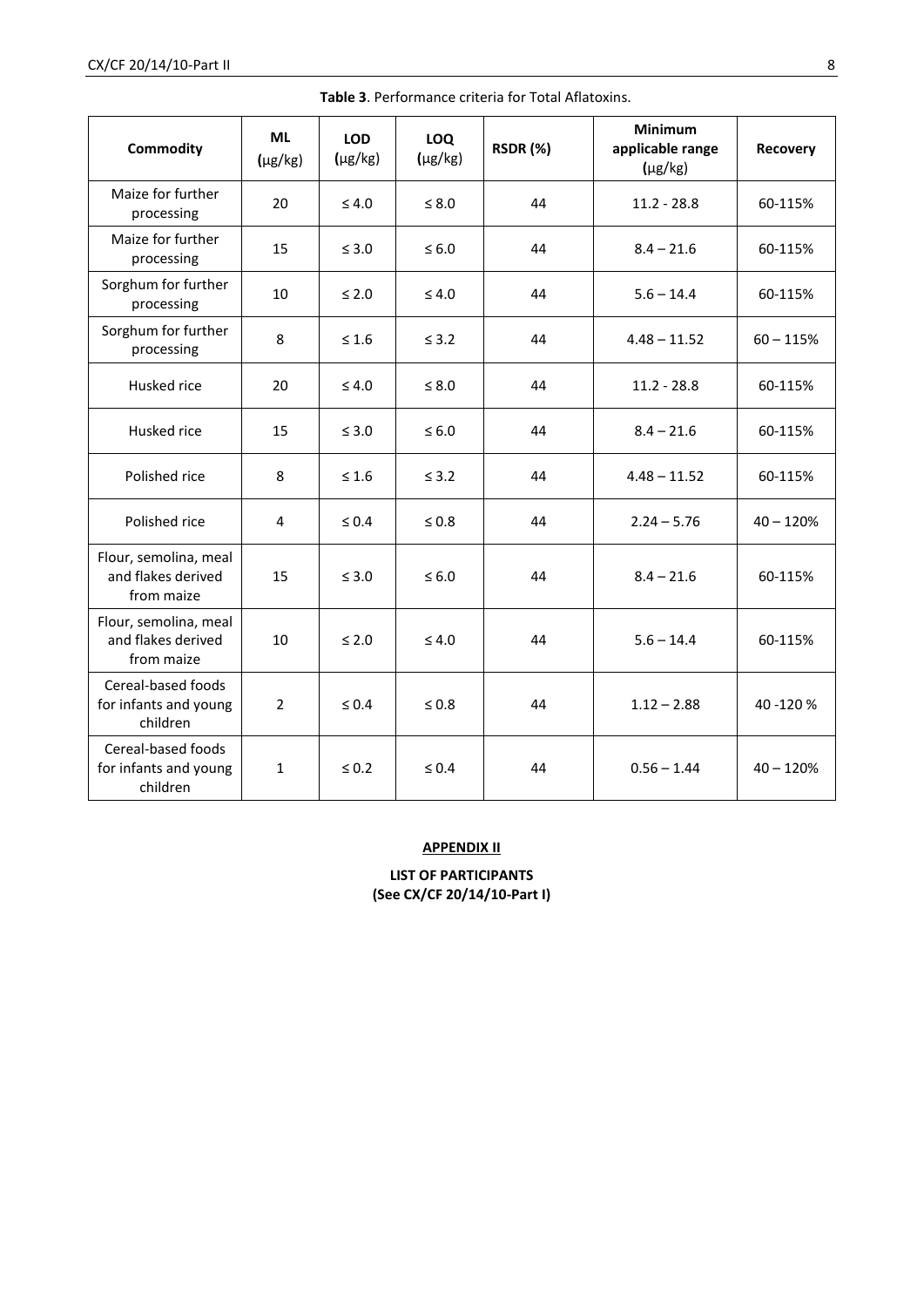**Table 3**. Performance criteria for Total Aflatoxins.

| Commodity | ML (μg/kg) | LOD (μg/kg) | LOQ (μg/kg) | RSDR (%) | Minimum applicable range (μg/kg) | Recovery |
|---|---|---|---|---|---|---|
| Maize for further processing | 20 | ≤ 4.0 | ≤ 8.0 | 44 | 11.2 - 28.8 | 60-115% |
| Maize for further processing | 15 | ≤ 3.0 | ≤ 6.0 | 44 | 8.4 – 21.6 | 60-115% |
| Sorghum for further processing | 10 | ≤ 2.0 | ≤ 4.0 | 44 | 5.6 – 14.4 | 60-115% |
| Sorghum for further processing | 8 | ≤ 1.6 | ≤ 3.2 | 44 | 4.48 – 11.52 | 60 – 115% |
| Husked rice | 20 | ≤ 4.0 | ≤ 8.0 | 44 | 11.2 - 28.8 | 60-115% |
| Husked rice | 15 | ≤ 3.0 | ≤ 6.0 | 44 | 8.4 – 21.6 | 60-115% |
| Polished rice | 8 | ≤ 1.6 | ≤ 3.2 | 44 | 4.48 – 11.52 | 60-115% |
| Polished rice | 4 | ≤ 0.4 | ≤ 0.8 | 44 | 2.24 – 5.76 | 40 – 120% |
| Flour, semolina, meal and flakes derived from maize | 15 | ≤ 3.0 | ≤ 6.0 | 44 | 8.4 – 21.6 | 60-115% |
| Flour, semolina, meal and flakes derived from maize | 10 | ≤ 2.0 | ≤ 4.0 | 44 | 5.6 – 14.4 | 60-115% |
| Cereal-based foods for infants and young children | 2 | ≤ 0.4 | ≤ 0.8 | 44 | 1.12 – 2.88 | 40 -120 % |
| Cereal-based foods for infants and young children | 1 | ≤ 0.2 | ≤ 0.4 | 44 | 0.56 – 1.44 | 40 – 120% |

## APPENDIX II

**LIST OF PARTICIPANTS**
**(See CX/CF 20/14/10-Part I)**